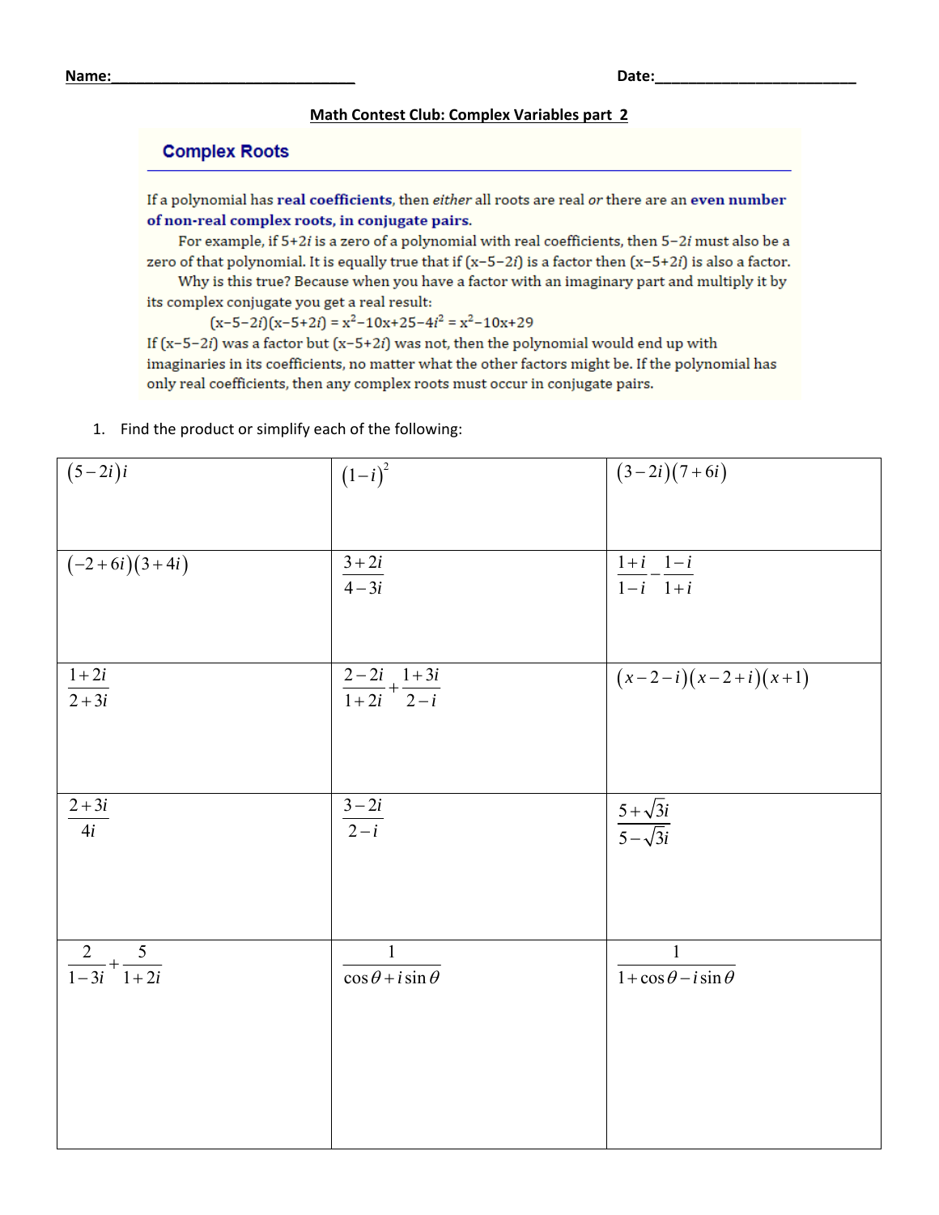Name:_______________________________ Date:_________________________

**Math Contest Club: Complex Variables part 2**

## Complex Roots

If a polynomial has **real coefficients**, then *either* all roots are real *or* there are an **even number of non-real complex roots, in conjugate pairs.**

For example, if $5+2i$ is a zero of a polynomial with real coefficients, then $5-2i$ must also be a zero of that polynomial. It is equally true that if $(x-5-2i)$ is a factor then $(x-5+2i)$ is also a factor.

Why is this true? Because when you have a factor with an imaginary part and multiply it by its complex conjugate you get a real result:

$$(x-5-2i)(x-5+2i) = x^2-10x+25-4i^2 = x^2-10x+29$$

If $(x-5-2i)$ was a factor but $(x-5+2i)$ was not, then the polynomial would end up with imaginaries in its coefficients, no matter what the other factors might be. If the polynomial has only real coefficients, then any complex roots must occur in conjugate pairs.

1. Find the product or simplify each of the following:

| | | |
|---|---|---|
| $(5-2i)i$ | $(1-i)^2$ | $(3-2i)(7+6i)$ |
| $(-2+6i)(3+4i)$ | $\dfrac{3+2i}{4-3i}$ | $\dfrac{1+i}{1-i}-\dfrac{1-i}{1+i}$ |
| $\dfrac{1+2i}{2+3i}$ | $\dfrac{2-2i}{1+2i}+\dfrac{1+3i}{2-i}$ | $(x-2-i)(x-2+i)(x+1)$ |
| $\dfrac{2+3i}{4i}$ | $\dfrac{3-2i}{2-i}$ | $\dfrac{5+\sqrt{3}i}{5-\sqrt{3}i}$ |
| $\dfrac{2}{1-3i}+\dfrac{5}{1+2i}$ | $\dfrac{1}{\cos\theta+i\sin\theta}$ | $\dfrac{1}{1+\cos\theta-i\sin\theta}$ |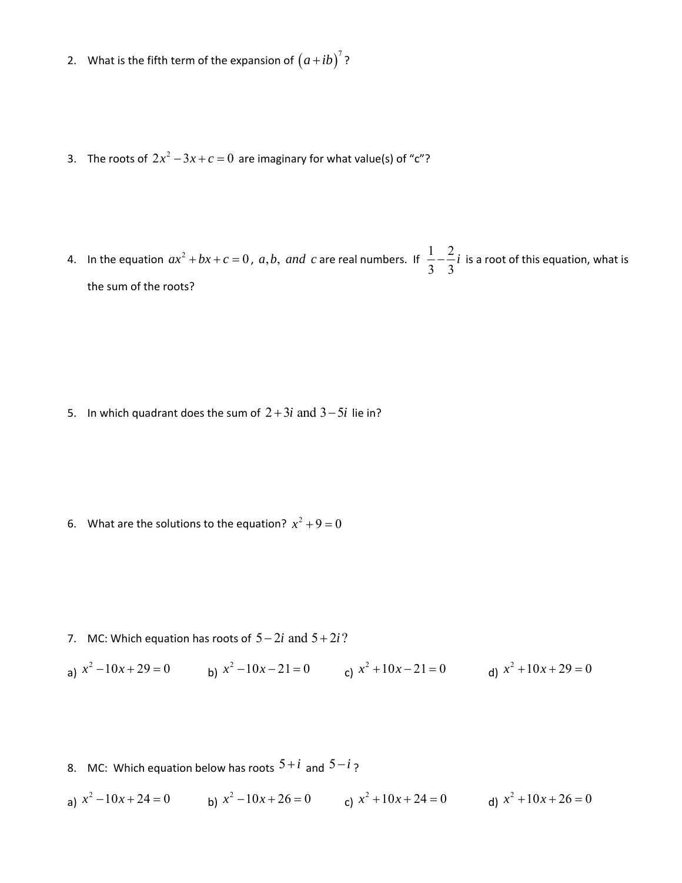2. What is the fifth term of the expansion of $(a+ib)^7$?

3. The roots of $2x^2-3x+c=0$ are imaginary for what value(s) of "c"?

4. In the equation $ax^2+bx+c=0$, $a, b,$ and $c$ are real numbers. If $\frac{1}{3}-\frac{2}{3}i$ is a root of this equation, what is the sum of the roots?

5. In which quadrant does the sum of $2+3i$ and $3-5i$ lie in?

6. What are the solutions to the equation? $x^2+9=0$

7. MC: Which equation has roots of $5-2i$ and $5+2i$?

a) $x^2-10x+29=0$ b) $x^2-10x-21=0$ c) $x^2+10x-21=0$ d) $x^2+10x+29=0$

8. MC: Which equation below has roots $5+i$ and $5-i$?

a) $x^2-10x+24=0$ b) $x^2-10x+26=0$ c) $x^2+10x+24=0$ d) $x^2+10x+26=0$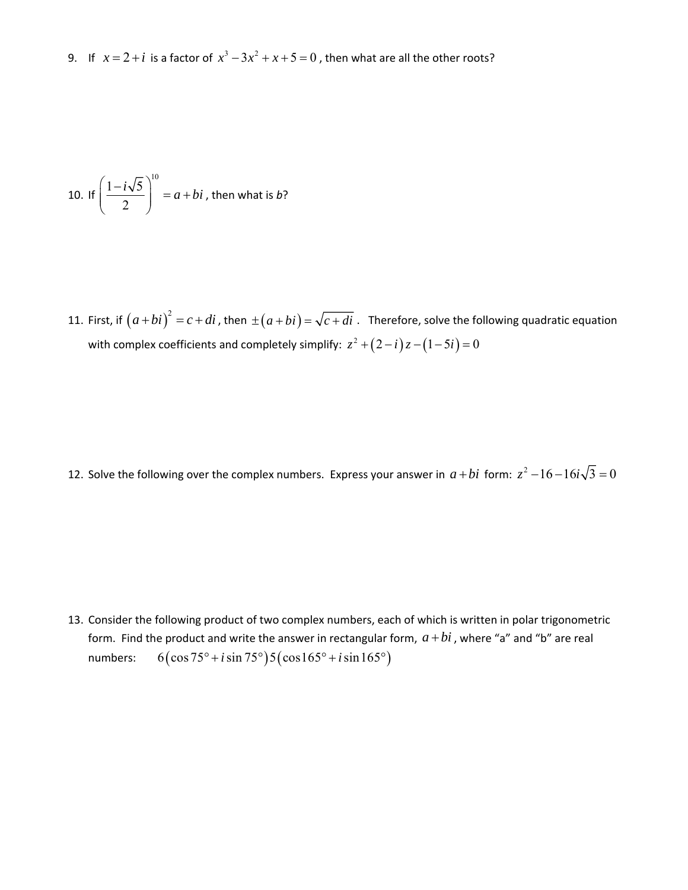9. If $x = 2 + i$ is a factor of $x^3 - 3x^2 + x + 5 = 0$, then what are all the other roots?

10. If $\left( \frac{1 - i\sqrt{5}}{2} \right)^{10} = a + bi$, then what is *b*?

11. First, if $(a + bi)^2 = c + di$, then $\pm(a + bi) = \sqrt{c + di}$. Therefore, solve the following quadratic equation with complex coefficients and completely simplify: $z^2 + (2 - i)z - (1 - 5i) = 0$

12. Solve the following over the complex numbers. Express your answer in $a + bi$ form: $z^2 - 16 - 16i\sqrt{3} = 0$

13. Consider the following product of two complex numbers, each of which is written in polar trigonometric form. Find the product and write the answer in rectangular form, $a + bi$, where "a" and "b" are real numbers: $6(\cos 75° + i \sin 75°) 5(\cos 165° + i \sin 165°)$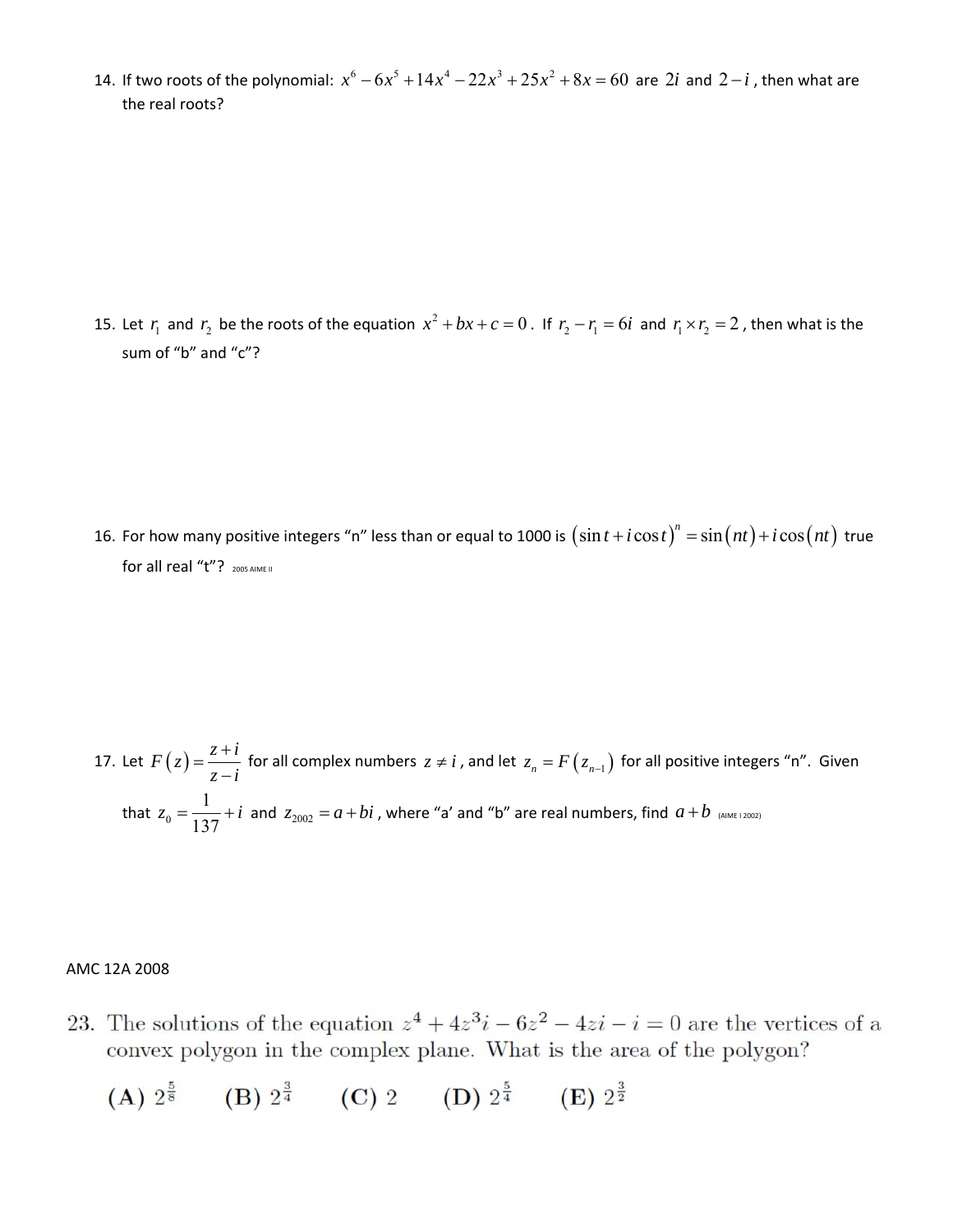14. If two roots of the polynomial: $x^6 - 6x^5 + 14x^4 - 22x^3 + 25x^2 + 8x = 60$ are $2i$ and $2 - i$, then what are the real roots?

15. Let $r_1$ and $r_2$ be the roots of the equation $x^2 + bx + c = 0$. If $r_2 - r_1 = 6i$ and $r_1 \times r_2 = 2$, then what is the sum of "b" and "c"?

16. For how many positive integers "n" less than or equal to 1000 is $(\sin t + i\cos t)^n = \sin(nt) + i\cos(nt)$ true for all real "t"? 2005 AIME II

17. Let $F(z) = \dfrac{z+i}{z-i}$ for all complex numbers $z \neq i$, and let $z_n = F(z_{n-1})$ for all positive integers "n". Given that $z_0 = \dfrac{1}{137} + i$ and $z_{2002} = a + bi$, where "a' and "b" are real numbers, find $a + b$ (AIME I 2002)

AMC 12A 2008

23. The solutions of the equation $z^4 + 4z^3 i - 6z^2 - 4zi - i = 0$ are the vertices of a convex polygon in the complex plane. What is the area of the polygon?

(A) $2^{\frac{5}{8}}$ (B) $2^{\frac{3}{4}}$ (C) 2 (D) $2^{\frac{5}{4}}$ (E) $2^{\frac{3}{2}}$